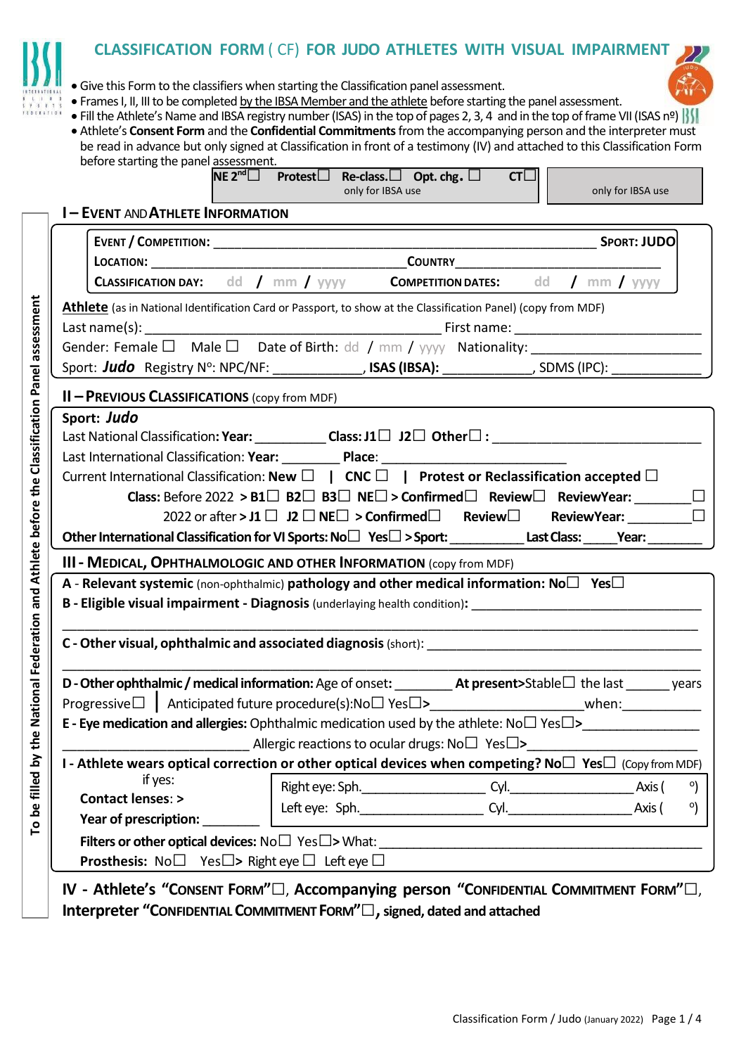# CLASSIFICATION FORM ( CF) FOR JUDO ATHLETES WITH VISUAL IMPAIRMENT

- Give this Form to the classifiers when starting the Classification panel assessment.
- Frames I, II, III to be completed by the IBSA Member and the athlete before starting the panel assessment.
- Fill the Athlete's Name and IBSA registry number (ISAS) in the top of pages 2, 3, 4 and in the top of frame VII (ISAS nº)
- Athlete's **Consent Form** and the **Confidential Commitments** from the accompanying person and the interpreter must be read in advance but only signed at Classification in front of a testimony (IV) and attached to this Classification Form before starting the panel assessment.

**NE 2nd** ☐ **Protest** ☐ **Re-class.** ☐ **Opt. chg.** ☐ **CT** ☐
only for IBSA use | only for IBSA use

*To be filled by the National Federation and Athlete before the Classification Panel assessment*

## I – EVENT AND ATHLETE INFORMATION

**EVENT / COMPETITION:** ______________________________ **SPORT: JUDO**

**LOCATION:** ______________________ **COUNTRY** ______________________

**CLASSIFICATION DAY:** dd / mm / yyyy **COMPETITION DATES:** dd / mm / yyyy

**Athlete** (as in National Identification Card or Passport, to show at the Classification Panel) (copy from MDF)

Last name(s): ______________________ First name: ______________________

Gender: Female ☐ Male ☐ Date of Birth: dd / mm / yyyy Nationality: ______________________

Sport: ***Judo*** Registry Nº: NPC/NF: ____________, **ISAS (IBSA):** ____________, SDMS (IPC): ____________

## II – PREVIOUS CLASSIFICATIONS (copy from MDF)

**Sport: *Judo***

Last National Classification: **Year:** ________ **Class: J1** ☐ **J2** ☐ **Other** ☐ **:** ______________________

Last International Classification: **Year:** ________ **Place:** ______________________

Current International Classification: **New** ☐ | **CNC** ☐ | **Protest or Reclassification accepted** ☐

**Class:** Before 2022 **> B1** ☐ **B2** ☐ **B3** ☐ **NE** ☐ **> Confirmed** ☐ **Review** ☐ **ReviewYear:** ________ ☐

2022 or after **> J1** ☐ **J2** ☐ **NE** ☐ **> Confirmed** ☐ **Review** ☐ **ReviewYear:** ________ ☐

**Other International Classification for VI Sports: No** ☐ **Yes** ☐ **> Sport:** __________ **Last Class:** _____ **Year:** ________

## III - MEDICAL, OPHTHALMOLOGIC AND OTHER INFORMATION (copy from MDF)

**A - Relevant systemic** (non-ophthalmic) **pathology and other medical information: No** ☐ **Yes** ☐

**B - Eligible visual impairment - Diagnosis** (underlaying health condition)**:** ______________________

______________________________________________

**C - Other visual, ophthalmic and associated diagnosis** (short): ______________________

______________________________________________

**D - Other ophthalmic / medical information:** Age of onset: ________ **At present>**Stable ☐ the last ______ years

Progressive ☐ | Anticipated future procedure(s):No ☐ Yes ☐> ____________________ when: __________

**E - Eye medication and allergies:** Ophthalmic medication used by the athlete: No ☐ Yes ☐> ______________

______________________ Allergic reactions to ocular drugs: No ☐ Yes ☐> ______________

**I - Athlete wears optical correction or other optical devices when competing? No** ☐ **Yes** ☐ (Copy from MDF)

if yes:

**Contact lenses: >**

**Year of prescription:** ________

| | | | |
|---|---|---|---|
| Right eye: Sph. ____________ | Cyl. ____________ | Axis ( º) |
| Left eye: Sph. ____________ | Cyl. ____________ | Axis ( º) |

**Filters or other optical devices:** No ☐ Yes ☐> What: ______________________

**Prosthesis:** No ☐ Yes ☐> Right eye ☐ Left eye ☐

## IV - Athlete's "CONSENT FORM" ☐, Accompanying person "CONFIDENTIAL COMMITMENT FORM" ☐, Interpreter "CONFIDENTIAL COMMITMENT FORM" ☐, signed, dated and attached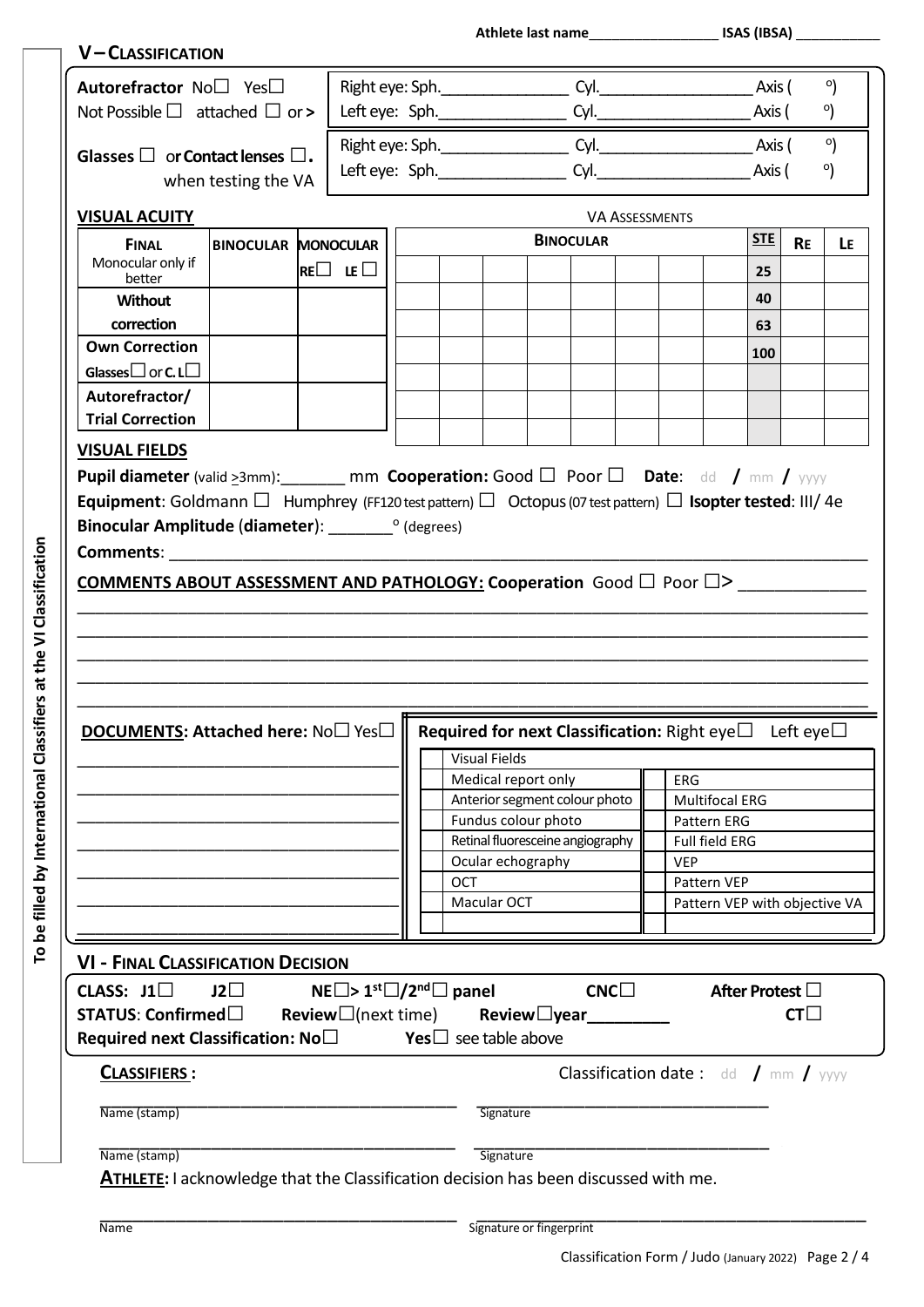Athlete last name_________________ ISAS (IBSA) ___________

## V – CLASSIFICATION

| | |
|---|---|
| **Autorefractor** No☐ Yes☐ Not Possible ☐ attached ☐ or **>** | Right eye: Sph.______________ Cyl.__________________ Axis ( °) Left eye: Sph.______________ Cyl.__________________ Axis ( °) |
| **Glasses** ☐ or **Contact lenses** ☐. when testing the VA | Right eye: Sph.______________ Cyl.__________________ Axis ( °) Left eye: Sph.______________ Cyl.__________________ Axis ( °) |

**VISUAL ACUITY**

| FINAL Monocular only if better | BINOCULAR | MONOCULAR RE☐ LE ☐ |
|---|---|---|
| **Without correction** | | |
| **Own Correction** Glasses☐ or C. L☐ | | |
| **Autorefractor/ Trial Correction** | | |

VA ASSESSMENTS

| BINOCULAR | | | | | | | | STE | RE | LE |
|---|---|---|---|---|---|---|---|---|---|---|
| | | | | | | | | 25 | | |
| | | | | | | | | 40 | | |
| | | | | | | | | 63 | | |
| | | | | | | | | 100 | | |
| | | | | | | | | | | |
| | | | | | | | | | | |
| | | | | | | | | | | |

**VISUAL FIELDS**

**Pupil diameter** (valid ≥3mm):_______ mm **Cooperation:** Good ☐ Poor ☐ **Date**: dd / mm / yyyy

**Equipment**: Goldmann ☐ Humphrey (FF120 test pattern) ☐ Octopus (07 test pattern) ☐ **Isopter tested**: III/ 4e

**Binocular Amplitude** (**diameter**): _______° (degrees)

**Comments**: ___________________________________________________________________________

**COMMENTS ABOUT ASSESSMENT AND PATHOLOGY: Cooperation** Good ☐ Poor ☐> _____________

_______________________________________________________________________________________

_______________________________________________________________________________________

_______________________________________________________________________________________

_______________________________________________________________________________________

_______________________________________________________________________________________

**DOCUMENTS: Attached here:** No☐ Yes☐

__________________________________

__________________________________

__________________________________

__________________________________

__________________________________

__________________________________

__________________________________

**Required for next Classification:** Right eye☐ Left eye☐

| | | | |
|---|---|---|---|
| | Visual Fields | | |
| | Medical report only | | ERG |
| | Anterior segment colour photo | | Multifocal ERG |
| | Fundus colour photo | | Pattern ERG |
| | Retinal fluoresceine angiography | | Full field ERG |
| | Ocular echography | | VEP |
| | OCT | | Pattern VEP |
| | Macular OCT | | Pattern VEP with objective VA |
| | | | |

## VI - FINAL CLASSIFICATION DECISION

**CLASS: J1**☐ **J2**☐ **NE**☐**> 1st**☐**/2nd**☐ **panel** **CNC**☐ **After Protest** ☐

**STATUS**: **Confirmed**☐ **Review**☐(next time) **Review**☐**year_________** **CT**☐

**Required next Classification: No**☐ **Yes**☐ see table above

**CLASSIFIERS :** Classification date : dd / mm / yyyy

____________________________________ ______________________________
Name (stamp) Signature

____________________________________ ______________________________
Name (stamp) Signature

**ATHLETE:** I acknowledge that the Classification decision has been discussed with me.

____________________________________ ______________________________
Name Signature or fingerprint

To be filled by International Classifiers at the VI Classification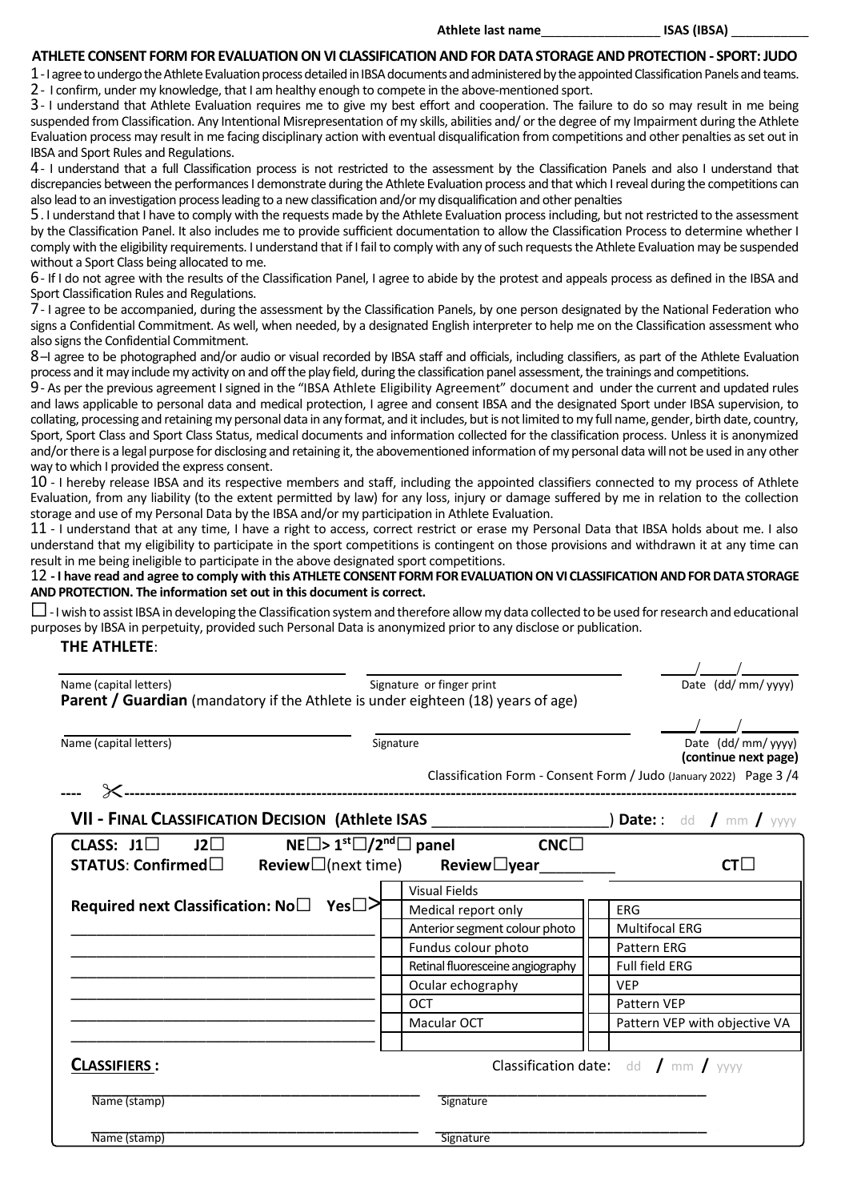Athlete last name_________________ ISAS (IBSA) ___________

## ATHLETE CONSENT FORM FOR EVALUATION ON VI CLASSIFICATION AND FOR DATA STORAGE AND PROTECTION - SPORT: JUDO

1 - I agree to undergo the Athlete Evaluation process detailed in IBSA documents and administered by the appointed Classification Panels and teams.

2 - I confirm, under my knowledge, that I am healthy enough to compete in the above-mentioned sport.

3 - I understand that Athlete Evaluation requires me to give my best effort and cooperation. The failure to do so may result in me being suspended from Classification. Any Intentional Misrepresentation of my skills, abilities and/ or the degree of my Impairment during the Athlete Evaluation process may result in me facing disciplinary action with eventual disqualification from competitions and other penalties as set out in IBSA and Sport Rules and Regulations.

4 - I understand that a full Classification process is not restricted to the assessment by the Classification Panels and also I understand that discrepancies between the performances I demonstrate during the Athlete Evaluation process and that which I reveal during the competitions can also lead to an investigation process leading to a new classification and/or my disqualification and other penalties

5 . I understand that I have to comply with the requests made by the Athlete Evaluation process including, but not restricted to the assessment by the Classification Panel. It also includes me to provide sufficient documentation to allow the Classification Process to determine whether I comply with the eligibility requirements. I understand that if I fail to comply with any of such requests the Athlete Evaluation may be suspended without a Sport Class being allocated to me.

6 - If I do not agree with the results of the Classification Panel, I agree to abide by the protest and appeals process as defined in the IBSA and Sport Classification Rules and Regulations.

7 - I agree to be accompanied, during the assessment by the Classification Panels, by one person designated by the National Federation who signs a Confidential Commitment. As well, when needed, by a designated English interpreter to help me on the Classification assessment who also signs the Confidential Commitment.

8 –I agree to be photographed and/or audio or visual recorded by IBSA staff and officials, including classifiers, as part of the Athlete Evaluation process and it may include my activity on and off the play field, during the classification panel assessment, the trainings and competitions.

9 - As per the previous agreement I signed in the "IBSA Athlete Eligibility Agreement" document and under the current and updated rules and laws applicable to personal data and medical protection, I agree and consent IBSA and the designated Sport under IBSA supervision, to collating, processing and retaining my personal data in any format, and it includes, but is not limited to my full name, gender, birth date, country, Sport, Sport Class and Sport Class Status, medical documents and information collected for the classification process. Unless it is anonymized and/or there is a legal purpose for disclosing and retaining it, the abovementioned information of my personal data will not be used in any other way to which I provided the express consent.

10 - I hereby release IBSA and its respective members and staff, including the appointed classifiers connected to my process of Athlete Evaluation, from any liability (to the extent permitted by law) for any loss, injury or damage suffered by me in relation to the collection storage and use of my Personal Data by the IBSA and/or my participation in Athlete Evaluation.

11 - I understand that at any time, I have a right to access, correct restrict or erase my Personal Data that IBSA holds about me. I also understand that my eligibility to participate in the sport competitions is contingent on those provisions and withdrawn it at any time can result in me being ineligible to participate in the above designated sport competitions.

**12 - I have read and agree to comply with this ATHLETE CONSENT FORM FOR EVALUATION ON VI CLASSIFICATION AND FOR DATA STORAGE AND PROTECTION. The information set out in this document is correct.**

☐ - I wish to assist IBSA in developing the Classification system and therefore allow my data collected to be used for research and educational purposes by IBSA in perpetuity, provided such Personal Data is anonymized prior to any disclose or publication.

**THE ATHLETE**:

Name (capital letters) ______________ Signature or finger print ______________ Date (dd/ mm/ yyyy) ____/____/______

**Parent / Guardian** (mandatory if the Athlete is under eighteen (18) years of age)

Name (capital letters) ______________ Signature ______________ Date (dd/ mm/ yyyy) ____/____/______

**(continue next page)**

Classification Form - Consent Form / Judo (January 2022)

---- ✂ ------------------------------------------------------------

### VII - FINAL CLASSIFICATION DECISION (Athlete ISAS ____________________) Date: : dd / mm / yyyy

**CLASS: J1☐ J2☐ NE☐> 1st☐/2nd☐ panel CNC☐**

**STATUS: Confirmed☐ Review☐**(next time) **Review☐year**_________ **CT☐**

**Required next Classification: No☐ Yes☐>**

| | | | |
|---|---|---|---|
| | Visual Fields | | |
| | Medical report only | | ERG |
| | Anterior segment colour photo | | Multifocal ERG |
| | Fundus colour photo | | Pattern ERG |
| | Retinal fluoresceine angiography | | Full field ERG |
| | Ocular echography | | VEP |
| | OCT | | Pattern VEP |
| | Macular OCT | | Pattern VEP with objective VA |
| | | | |

______________________________________

______________________________________

______________________________________

______________________________________

______________________________________

______________________________________

**CLASSIFIERS :** Classification date: dd / mm / yyyy

Name (stamp) ______________________ Signature ______________________

Name (stamp) ______________________ Signature ______________________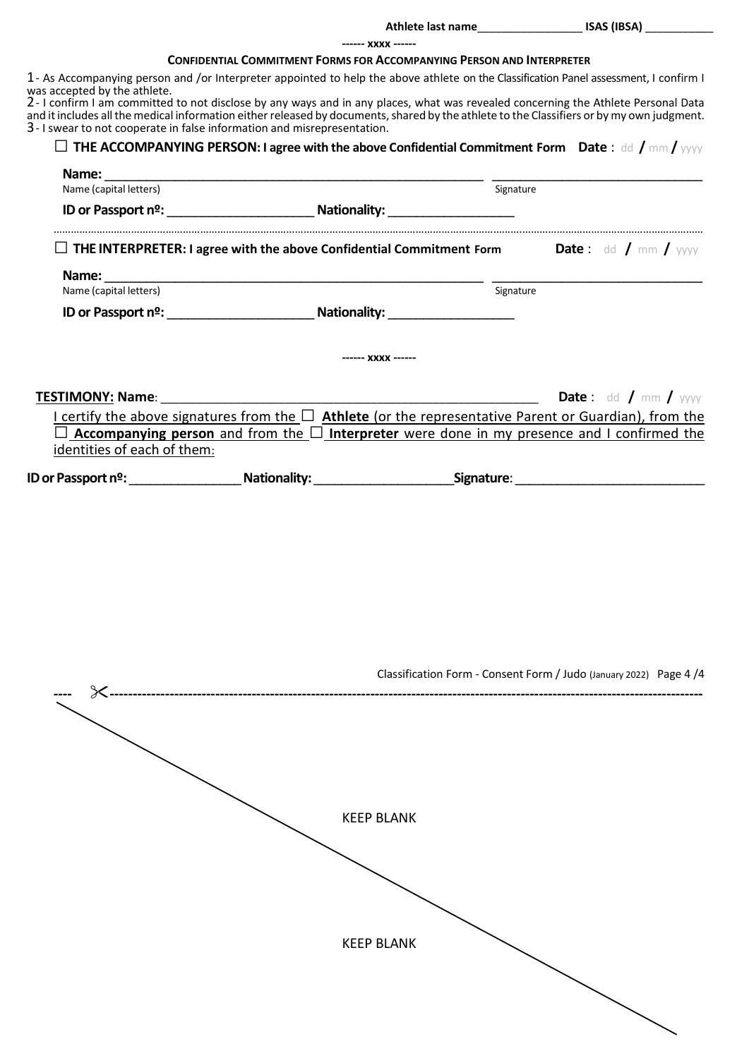Athlete last name________________ ISAS (IBSA) ___________

------ xxxx ------

**CONFIDENTIAL COMMITMENT FORMS FOR ACCOMPANYING PERSON AND INTERPRETER**

1- As Accompanying person and /or Interpreter appointed to help the above athlete on the Classification Panel assessment, I confirm I was accepted by the athlete.

2- I confirm I am committed to not disclose by any ways and in any places, what was revealed concerning the Athlete Personal Data and it includes all the medical information either released by documents, shared by the athlete to the Classifiers or by my own judgment.

3- I swear to not cooperate in false information and misrepresentation.

☐ **THE ACCOMPANYING PERSON: I agree with the above Confidential Commitment Form** **Date** : dd **/** mm **/** yyyy

**Name:** ________________________________________________ ____________________________

Name (capital letters) Signature

**ID or Passport nº:** ____________________ **Nationality:** _________________

☐ **THE INTERPRETER: I agree with the above Confidential Commitment Form** **Date** : dd **/** mm **/** yyyy

**Name:** ________________________________________________ ____________________________

Name (capital letters) Signature

**ID or Passport nº:** ____________________ **Nationality:** _________________

------ xxxx ------

**TESTIMONY: Name**: ________________________________________________ **Date** : dd **/** mm **/** yyyy

I certify the above signatures from the ☐ **Athlete** (or the representative Parent or Guardian), from the ☐ **Accompanying person** and from the ☐ **Interpreter** were done in my presence and I confirmed the identities of each of them:

**ID or Passport nº:** _______________ **Nationality:** ___________________ **Signature**: __________________________

Classification Form - Consent Form / Judo (January 2022)

---- ✂------------------------------------------------------------------------

KEEP BLANK

KEEP BLANK